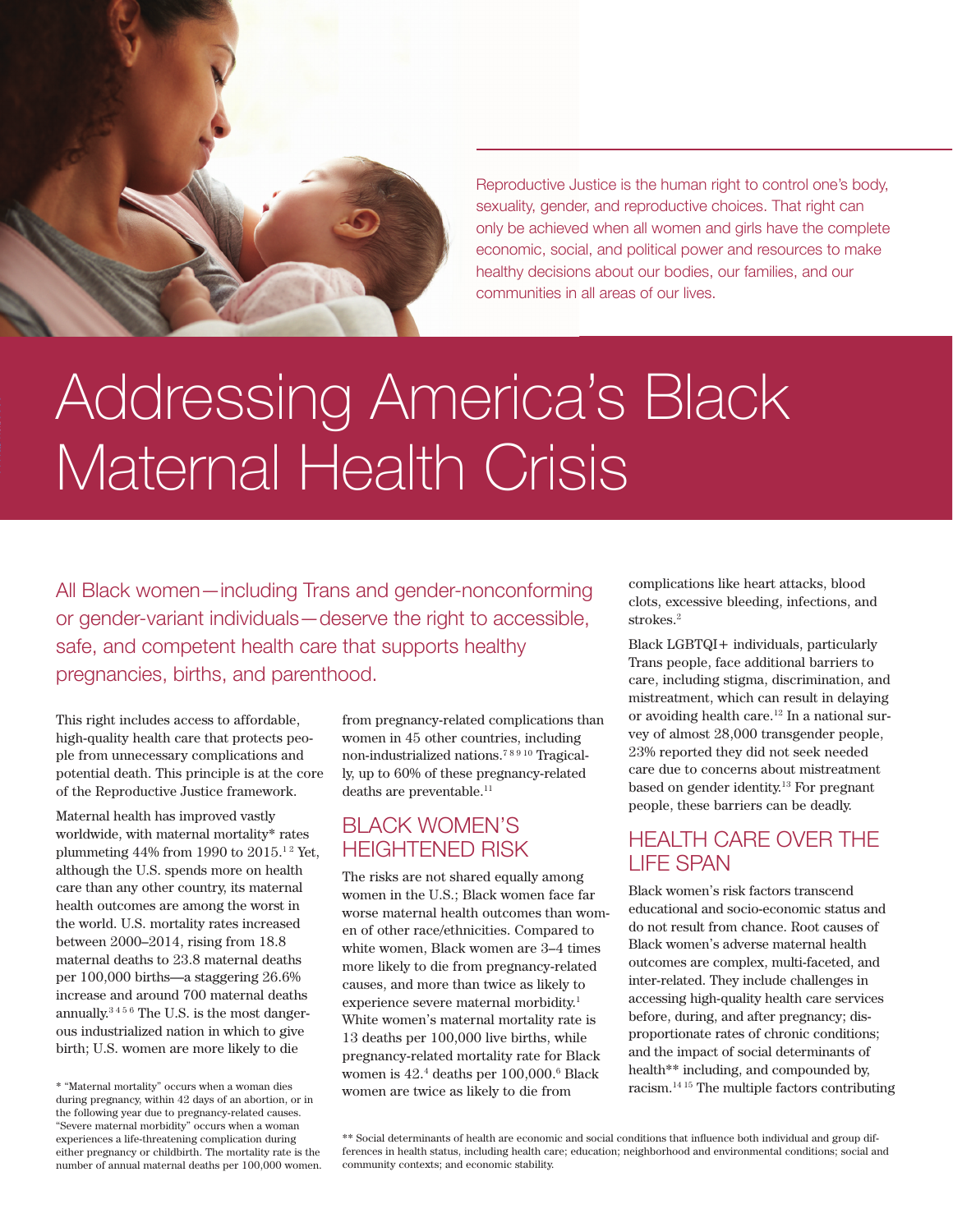Reproductive Justice is the human right to control one's body, sexuality, gender, and reproductive choices. That right can only be achieved when all women and girls have the complete economic, social, and political power and resources to make healthy decisions about our bodies, our families, and our communities in all areas of our lives.

# Addressing America's Black Maternal Health Crisis

All Black women—including Trans and gender-nonconforming or gender-variant individuals—deserve the right to accessible, safe, and competent health care that supports healthy pregnancies, births, and parenthood.

This right includes access to affordable, high-quality health care that protects people from unnecessary complications and potential death. This principle is at the core of the Reproductive Justice framework.

Maternal health has improved vastly worldwide, with maternal mortality* rates plummeting 44% from 1990 to 2015.[1 2] Yet, although the U.S. spends more on health care than any other country, its maternal health outcomes are among the worst in the world. U.S. mortality rates increased between 2000–2014, rising from 18.8 maternal deaths to 23.8 maternal deaths per 100,000 births—a staggering 26.6% increase and around 700 maternal deaths annually.[3 4 5 6] The U.S. is the most dangerous industrialized nation in which to give birth; U.S. women are more likely to die from pregnancy-related complications than women in 45 other countries, including non-industrialized nations.[7 8 9 10] Tragically, up to 60% of these pregnancy-related deaths are preventable.[11]

## BLACK WOMEN'S HEIGHTENED RISK

The risks are not shared equally among women in the U.S.; Black women face far worse maternal health outcomes than women of other race/ethnicities. Compared to white women, Black women are 3–4 times more likely to die from pregnancy-related causes, and more than twice as likely to experience severe maternal morbidity.[1] White women's maternal mortality rate is 13 deaths per 100,000 live births, while pregnancy-related mortality rate for Black women is 42.[4] deaths per 100,000.[6] Black women are twice as likely to die from complications like heart attacks, blood clots, excessive bleeding, infections, and strokes.[2]

Black LGBTQI+ individuals, particularly Trans people, face additional barriers to care, including stigma, discrimination, and mistreatment, which can result in delaying or avoiding health care.[12] In a national survey of almost 28,000 transgender people, 23% reported they did not seek needed care due to concerns about mistreatment based on gender identity.[13] For pregnant people, these barriers can be deadly.

## HEALTH CARE OVER THE LIFE SPAN

Black women's risk factors transcend educational and socio-economic status and do not result from chance. Root causes of Black women's adverse maternal health outcomes are complex, multi-faceted, and inter-related. They include challenges in accessing high-quality health care services before, during, and after pregnancy; disproportionate rates of chronic conditions; and the impact of social determinants of health** including, and compounded by, racism.[14 15] The multiple factors contributing

\* "Maternal mortality" occurs when a woman dies during pregnancy, within 42 days of an abortion, or in the following year due to pregnancy-related causes. "Severe maternal morbidity" occurs when a woman experiences a life-threatening complication during either pregnancy or childbirth. The mortality rate is the number of annual maternal deaths per 100,000 women.

\*\* Social determinants of health are economic and social conditions that influence both individual and group differences in health status, including health care; education; neighborhood and environmental conditions; social and community contexts; and economic stability.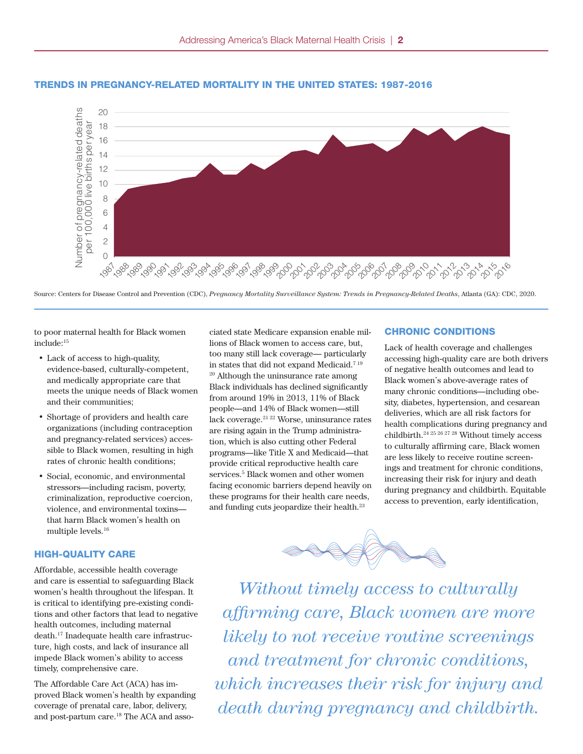## TRENDS IN PREGNANCY-RELATED MORTALITY IN THE UNITED STATES: 1987-2016

Source: Centers for Disease Control and Prevention (CDC), *Pregnancy Mortality Surveillance System: Trends in Pregnancy-Related Deaths*, Atlanta (GA): CDC, 2020.

to poor maternal health for Black women include:[15]

- Lack of access to high-quality, evidence-based, culturally-competent, and medically appropriate care that meets the unique needs of Black women and their communities;
- Shortage of providers and health care organizations (including contraception and pregnancy-related services) accessible to Black women, resulting in high rates of chronic health conditions;
- Social, economic, and environmental stressors—including racism, poverty, criminalization, reproductive coercion, violence, and environmental toxins—that harm Black women's health on multiple levels.[16]

### HIGH-QUALITY CARE

Affordable, accessible health coverage and care is essential to safeguarding Black women's health throughout the lifespan. It is critical to identifying pre-existing conditions and other factors that lead to negative health outcomes, including maternal death.[17] Inadequate health care infrastructure, high costs, and lack of insurance all impede Black women's ability to access timely, comprehensive care.

The Affordable Care Act (ACA) has improved Black women's health by expanding coverage of prenatal care, labor, delivery, and post-partum care.[18] The ACA and associated state Medicare expansion enable millions of Black women to access care, but, too many still lack coverage— particularly in states that did not expand Medicaid.[7 19 20] Although the uninsurance rate among Black individuals has declined significantly from around 19% in 2013, 11% of Black people—and 14% of Black women—still lack coverage.[21 22] Worse, uninsurance rates are rising again in the Trump administration, which is also cutting other Federal programs—like Title X and Medicaid—that provide critical reproductive health care services.[5] Black women and other women facing economic barriers depend heavily on these programs for their health care needs, and funding cuts jeopardize their health.[23]

### CHRONIC CONDITIONS

Lack of health coverage and challenges accessing high-quality care are both drivers of negative health outcomes and lead to Black women's above-average rates of many chronic conditions—including obesity, diabetes, hypertension, and cesarean deliveries, which are all risk factors for health complications during pregnancy and childbirth.[24 25 26 27 28] Without timely access to culturally affirming care, Black women are less likely to receive routine screenings and treatment for chronic conditions, increasing their risk for injury and death during pregnancy and childbirth. Equitable access to prevention, early identification,

*Without timely access to culturally affirming care, Black women are more likely to not receive routine screenings and treatment for chronic conditions, which increases their risk for injury and death during pregnancy and childbirth.*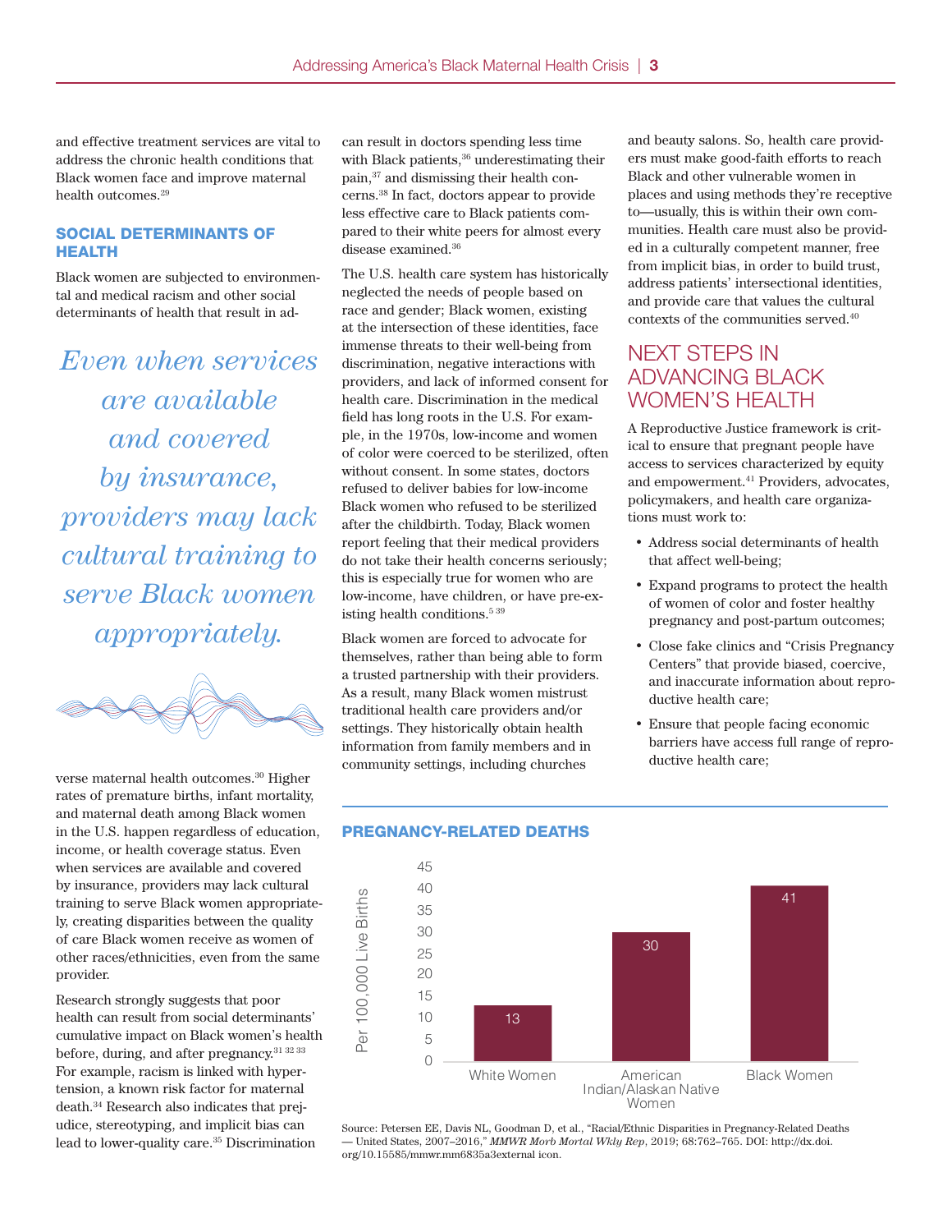and effective treatment services are vital to address the chronic health conditions that Black women face and improve maternal health outcomes.[29]

### SOCIAL DETERMINANTS OF HEALTH

Black women are subjected to environmental and medical racism and other social determinants of health that result in adverse maternal health outcomes.[30] Higher rates of premature births, infant mortality, and maternal death among Black women in the U.S. happen regardless of education, income, or health coverage status. Even when services are available and covered by insurance, providers may lack cultural training to serve Black women appropriately, creating disparities between the quality of care Black women receive as women of other races/ethnicities, even from the same provider.

*Even when services are available and covered by insurance, providers may lack cultural training to serve Black women appropriately.*

Research strongly suggests that poor health can result from social determinants' cumulative impact on Black women's health before, during, and after pregnancy.[31 32 33] For example, racism is linked with hypertension, a known risk factor for maternal death.[34] Research also indicates that prejudice, stereotyping, and implicit bias can lead to lower-quality care.[35] Discrimination can result in doctors spending less time with Black patients,[36] underestimating their pain,[37] and dismissing their health concerns.[38] In fact, doctors appear to provide less effective care to Black patients compared to their white peers for almost every disease examined.[36]

The U.S. health care system has historically neglected the needs of people based on race and gender; Black women, existing at the intersection of these identities, face immense threats to their well-being from discrimination, negative interactions with providers, and lack of informed consent for health care. Discrimination in the medical field has long roots in the U.S. For example, in the 1970s, low-income and women of color were coerced to be sterilized, often without consent. In some states, doctors refused to deliver babies for low-income Black women who refused to be sterilized after the childbirth. Today, Black women report feeling that their medical providers do not take their health concerns seriously; this is especially true for women who are low-income, have children, or have pre-existing health conditions.[5 39]

Black women are forced to advocate for themselves, rather than being able to form a trusted partnership with their providers. As a result, many Black women mistrust traditional health care providers and/or settings. They historically obtain health information from family members and in community settings, including churches and beauty salons. So, health care providers must make good-faith efforts to reach Black and other vulnerable women in places and using methods they're receptive to—usually, this is within their own communities. Health care must also be provided in a culturally competent manner, free from implicit bias, in order to build trust, address patients' intersectional identities, and provide care that values the cultural contexts of the communities served.[40]

## NEXT STEPS IN ADVANCING BLACK WOMEN'S HEALTH

A Reproductive Justice framework is critical to ensure that pregnant people have access to services characterized by equity and empowerment.[41] Providers, advocates, policymakers, and health care organizations must work to:

- Address social determinants of health that affect well-being;
- Expand programs to protect the health of women of color and foster healthy pregnancy and post-partum outcomes;
- Close fake clinics and "Crisis Pregnancy Centers" that provide biased, coercive, and inaccurate information about reproductive health care;
- Ensure that people facing economic barriers have access full range of reproductive health care;

### PREGNANCY-RELATED DEATHS

| | Per 100,000 Live Births |
|---|---|
| White Women | 13 |
| American Indian/Alaskan Native Women | 30 |
| Black Women | 41 |

Source: Petersen EE, Davis NL, Goodman D, et al., "Racial/Ethnic Disparities in Pregnancy-Related Deaths — United States, 2007–2016," *MMWR Morb Mortal Wkly Rep*, 2019; 68:762–765. DOI: http://dx.doi.org/10.15585/mmwr.mm6835a3external icon.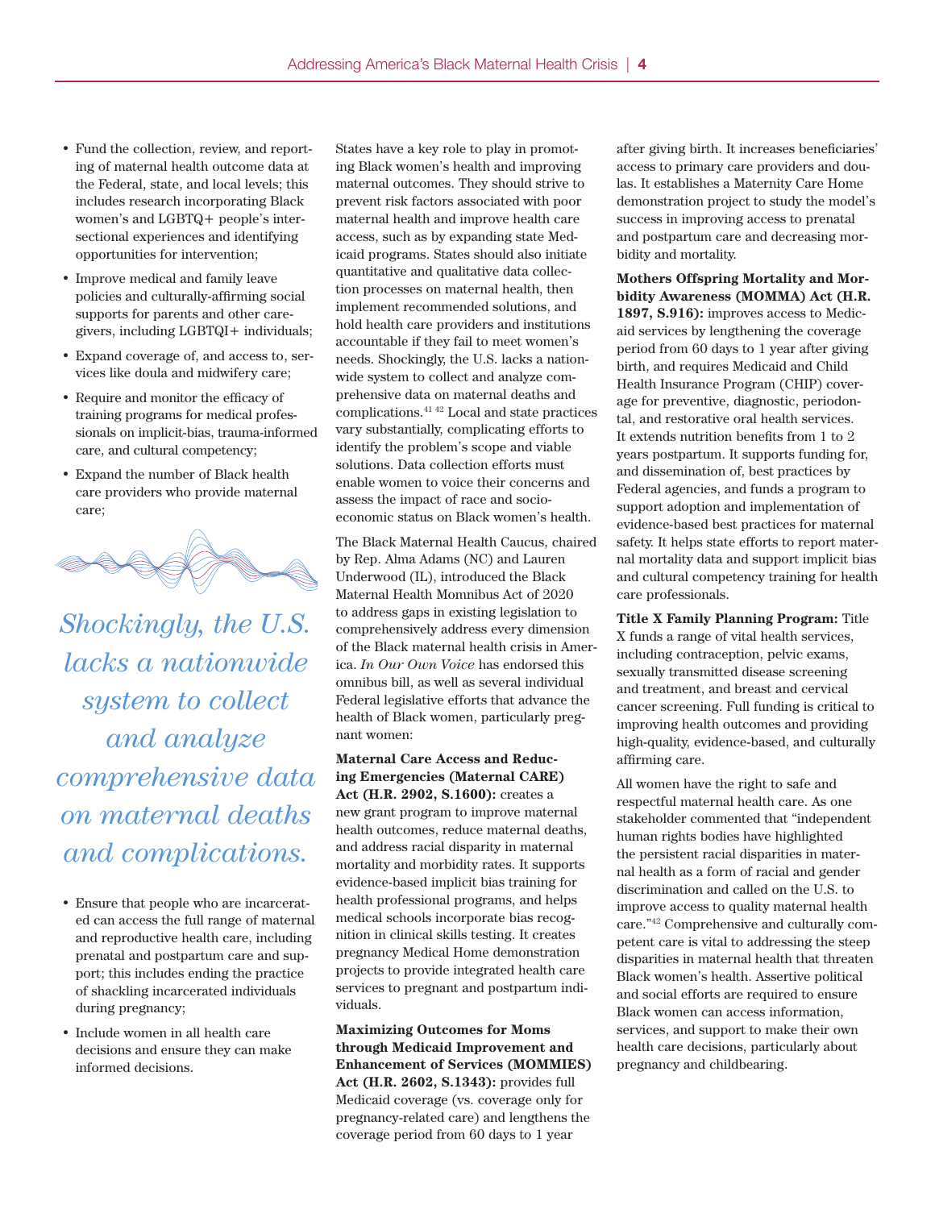- Fund the collection, review, and reporting of maternal health outcome data at the Federal, state, and local levels; this includes research incorporating Black women's and LGBTQ+ people's intersectional experiences and identifying opportunities for intervention;
- Improve medical and family leave policies and culturally-affirming social supports for parents and other caregivers, including LGBTQI+ individuals;
- Expand coverage of, and access to, services like doula and midwifery care;
- Require and monitor the efficacy of training programs for medical professionals on implicit-bias, trauma-informed care, and cultural competency;
- Expand the number of Black health care providers who provide maternal care;

*Shockingly, the U.S. lacks a nationwide system to collect and analyze comprehensive data on maternal deaths and complications.*

- Ensure that people who are incarcerated can access the full range of maternal and reproductive health care, including prenatal and postpartum care and support; this includes ending the practice of shackling incarcerated individuals during pregnancy;
- Include women in all health care decisions and ensure they can make informed decisions.

States have a key role to play in promoting Black women's health and improving maternal outcomes. They should strive to prevent risk factors associated with poor maternal health and improve health care access, such as by expanding state Medicaid programs. States should also initiate quantitative and qualitative data collection processes on maternal health, then implement recommended solutions, and hold health care providers and institutions accountable if they fail to meet women's needs. Shockingly, the U.S. lacks a nationwide system to collect and analyze comprehensive data on maternal deaths and complications.[41 42] Local and state practices vary substantially, complicating efforts to identify the problem's scope and viable solutions. Data collection efforts must enable women to voice their concerns and assess the impact of race and socioeconomic status on Black women's health.

The Black Maternal Health Caucus, chaired by Rep. Alma Adams (NC) and Lauren Underwood (IL), introduced the Black Maternal Health Momnibus Act of 2020 to address gaps in existing legislation to comprehensively address every dimension of the Black maternal health crisis in America. *In Our Own Voice* has endorsed this omnibus bill, as well as several individual Federal legislative efforts that advance the health of Black women, particularly pregnant women:

**Maternal Care Access and Reducing Emergencies (Maternal CARE) Act (H.R. 2902, S.1600):** creates a new grant program to improve maternal health outcomes, reduce maternal deaths, and address racial disparity in maternal mortality and morbidity rates. It supports evidence-based implicit bias training for health professional programs, and helps medical schools incorporate bias recognition in clinical skills testing. It creates pregnancy Medical Home demonstration projects to provide integrated health care services to pregnant and postpartum individuals.

**Maximizing Outcomes for Moms through Medicaid Improvement and Enhancement of Services (MOMMIES) Act (H.R. 2602, S.1343):** provides full Medicaid coverage (vs. coverage only for pregnancy-related care) and lengthens the coverage period from 60 days to 1 year after giving birth. It increases beneficiaries' access to primary care providers and doulas. It establishes a Maternity Care Home demonstration project to study the model's success in improving access to prenatal and postpartum care and decreasing morbidity and mortality.

**Mothers Offspring Mortality and Morbidity Awareness (MOMMA) Act (H.R. 1897, S.916):** improves access to Medicaid services by lengthening the coverage period from 60 days to 1 year after giving birth, and requires Medicaid and Child Health Insurance Program (CHIP) coverage for preventive, diagnostic, periodontal, and restorative oral health services. It extends nutrition benefits from 1 to 2 years postpartum. It supports funding for, and dissemination of, best practices by Federal agencies, and funds a program to support adoption and implementation of evidence-based best practices for maternal safety. It helps state efforts to report maternal mortality data and support implicit bias and cultural competency training for health care professionals.

**Title X Family Planning Program:** Title X funds a range of vital health services, including contraception, pelvic exams, sexually transmitted disease screening and treatment, and breast and cervical cancer screening. Full funding is critical to improving health outcomes and providing high-quality, evidence-based, and culturally affirming care.

All women have the right to safe and respectful maternal health care. As one stakeholder commented that "independent human rights bodies have highlighted the persistent racial disparities in maternal health as a form of racial and gender discrimination and called on the U.S. to improve access to quality maternal health care."[42] Comprehensive and culturally competent care is vital to addressing the steep disparities in maternal health that threaten Black women's health. Assertive political and social efforts are required to ensure Black women can access information, services, and support to make their own health care decisions, particularly about pregnancy and childbearing.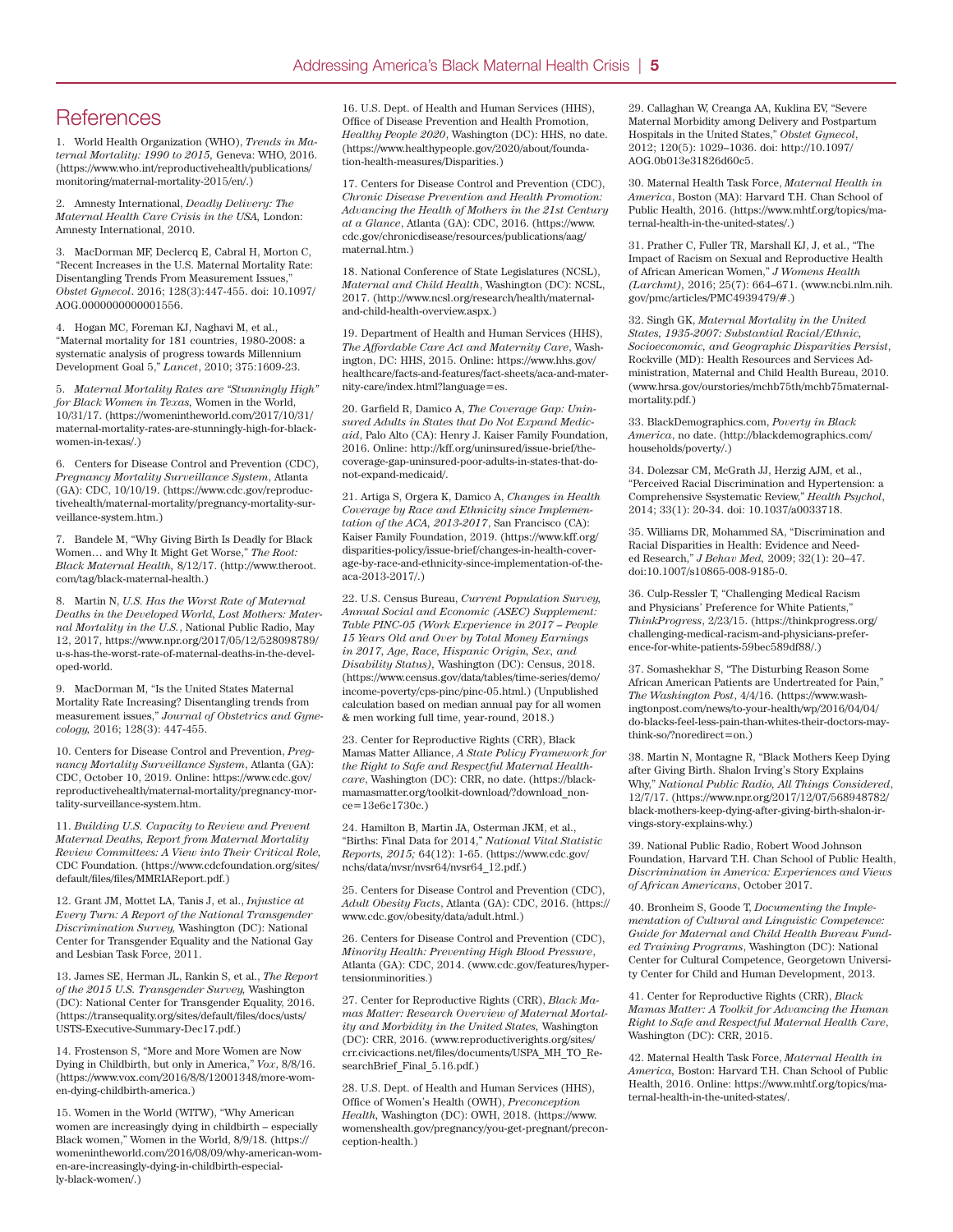# References

1. World Health Organization (WHO), *Trends in Maternal Mortality: 1990 to 2015*, Geneva: WHO, 2016. (https://www.who.int/reproductivehealth/publications/monitoring/maternal-mortality-2015/en/.)

2. Amnesty International, *Deadly Delivery: The Maternal Health Care Crisis in the USA*, London: Amnesty International, 2010.

3. MacDorman MF, Declercq E, Cabral H, Morton C, "Recent Increases in the U.S. Maternal Mortality Rate: Disentangling Trends From Measurement Issues," *Obstet Gynecol*. 2016; 128(3):447-455. doi: 10.1097/AOG.0000000000001556.

4. Hogan MC, Foreman KJ, Naghavi M, et al., "Maternal mortality for 181 countries, 1980-2008: a systematic analysis of progress towards Millennium Development Goal 5," *Lancet*, 2010; 375:1609-23.

5. *Maternal Mortality Rates are "Stunningly High" for Black Women in Texas*, Women in the World, 10/31/17. (https://womenintheworld.com/2017/10/31/maternal-mortality-rates-are-stunningly-high-for-black-women-in-texas/.)

6. Centers for Disease Control and Prevention (CDC), *Pregnancy Mortality Surveillance System*, Atlanta (GA): CDC, 10/10/19. (https://www.cdc.gov/reproductivehealth/maternal-mortality/pregnancy-mortality-surveillance-system.htm.)

7. Bandele M, "Why Giving Birth Is Deadly for Black Women… and Why It Might Get Worse," *The Root: Black Maternal Health*, 8/12/17. (http://www.theroot.com/tag/black-maternal-health.)

8. Martin N, *U.S. Has the Worst Rate of Maternal Deaths in the Developed World*, *Lost Mothers: Maternal Mortality in the U.S.*, National Public Radio, May 12, 2017, https://www.npr.org/2017/05/12/528098789/u-s-has-the-worst-rate-of-maternal-deaths-in-the-developed-world.

9. MacDorman M, "Is the United States Maternal Mortality Rate Increasing? Disentangling trends from measurement issues," *Journal of Obstetrics and Gynecology*, 2016; 128(3): 447-455.

10. Centers for Disease Control and Prevention, *Pregnancy Mortality Surveillance System*, Atlanta (GA): CDC, October 10, 2019. Online: https://www.cdc.gov/reproductivehealth/maternal-mortality/pregnancy-mortality-surveillance-system.htm.

11. *Building U.S. Capacity to Review and Prevent Maternal Deaths, Report from Maternal Mortality Review Committees: A View into Their Critical Role*, CDC Foundation. (https://www.cdcfoundation.org/sites/default/files/files/MMRIAReport.pdf.)

12. Grant JM, Mottet LA, Tanis J, et al., *Injustice at Every Turn: A Report of the National Transgender Discrimination Survey*, Washington (DC): National Center for Transgender Equality and the National Gay and Lesbian Task Force, 2011.

13. James SE, Herman JL, Rankin S, et al., *The Report of the 2015 U.S. Transgender Survey*, Washington (DC): National Center for Transgender Equality, 2016. (https://transequality.org/sites/default/files/docs/usts/USTS-Executive-Summary-Dec17.pdf.)

14. Frostenson S, "More and More Women are Now Dying in Childbirth, but only in America," *Vox*, 8/8/16. (https://www.vox.com/2016/8/8/12001348/more-women-dying-childbirth-america.)

15. Women in the World (WITW), "Why American women are increasingly dying in childbirth – especially Black women," Women in the World, 8/9/18. (https://womenintheworld.com/2016/08/09/why-american-women-are-increasingly-dying-in-childbirth-especially-black-women/.)

16. U.S. Dept. of Health and Human Services (HHS), Office of Disease Prevention and Health Promotion, *Healthy People 2020*, Washington (DC): HHS, no date. (https://www.healthypeople.gov/2020/about/foundation-health-measures/Disparities.)

17. Centers for Disease Control and Prevention (CDC), *Chronic Disease Prevention and Health Promotion: Advancing the Health of Mothers in the 21st Century at a Glance*, Atlanta (GA): CDC, 2016. (https://www.cdc.gov/chronicdisease/resources/publications/aag/maternal.htm.)

18. National Conference of State Legislatures (NCSL), *Maternal and Child Health*, Washington (DC): NCSL, 2017. (http://www.ncsl.org/research/health/maternal-and-child-health-overview.aspx.)

19. Department of Health and Human Services (HHS), *The Affordable Care Act and Maternity Care*, Washington, DC: HHS, 2015. Online: https://www.hhs.gov/healthcare/facts-and-features/fact-sheets/aca-and-maternity-care/index.html?language=es.

20. Garfield R, Damico A, *The Coverage Gap: Uninsured Adults in States that Do Not Expand Medicaid*, Palo Alto (CA): Henry J. Kaiser Family Foundation, 2016. Online: http://kff.org/uninsured/issue-brief/the-coverage-gap-uninsured-poor-adults-in-states-that-do-not-expand-medicaid/.

21. Artiga S, Orgera K, Damico A, *Changes in Health Coverage by Race and Ethnicity since Implementation of the ACA, 2013-2017*, San Francisco (CA): Kaiser Family Foundation, 2019. (https://www.kff.org/disparities-policy/issue-brief/changes-in-health-coverage-by-race-and-ethnicity-since-implementation-of-the-aca-2013-2017/.)

22. U.S. Census Bureau, *Current Population Survey, Annual Social and Economic (ASEC) Supplement: Table PINC-05 (Work Experience in 2017 – People 15 Years Old and Over by Total Money Earnings in 2017, Age, Race, Hispanic Origin, Sex, and Disability Status)*, Washington (DC): Census, 2018. (https://www.census.gov/data/tables/time-series/demo/income-poverty/cps-pinc/pinc-05.html.) (Unpublished calculation based on median annual pay for all women & men working full time, year-round, 2018.)

23. Center for Reproductive Rights (CRR), Black Mamas Matter Alliance, *A State Policy Framework for the Right to Safe and Respectful Maternal Healthcare*, Washington (DC): CRR, no date. (https://blackmamasmatter.org/toolkit-download/?download_nonce=13e6c1730c.)

24. Hamilton B, Martin JA, Osterman JKM, et al., "Births: Final Data for 2014," *National Vital Statistic Reports, 2015;* 64(12): 1-65. (https://www.cdc.gov/nchs/data/nvsr/nvsr64/nvsr64_12.pdf.)

25. Centers for Disease Control and Prevention (CDC), *Adult Obesity Facts*, Atlanta (GA): CDC, 2016. (https://www.cdc.gov/obesity/data/adult.html.)

26. Centers for Disease Control and Prevention (CDC), *Minority Health: Preventing High Blood Pressure*, Atlanta (GA): CDC, 2014. (www.cdc.gov/features/hypertensionminorities.)

27. Center for Reproductive Rights (CRR), *Black Mamas Matter: Research Overview of Maternal Mortality and Morbidity in the United States*, Washington (DC): CRR, 2016. (www.reproductiverights.org/sites/crr.civicactions.net/files/documents/USPA_MH_TO_ResearchBrief_Final_5.16.pdf.)

28. U.S. Dept. of Health and Human Services (HHS), Office of Women's Health (OWH), *Preconception Health*, Washington (DC): OWH, 2018. (https://www.womenshealth.gov/pregnancy/you-get-pregnant/preconception-health.)

29. Callaghan W, Creanga AA, Kuklina EV, "Severe Maternal Morbidity among Delivery and Postpartum Hospitals in the United States," *Obstet Gynecol*, 2012; 120(5): 1029–1036. doi: http://10.1097/AOG.0b013e31826d60c5.

30. Maternal Health Task Force, *Maternal Health in America*, Boston (MA): Harvard T.H. Chan School of Public Health, 2016. (https://www.mhtf.org/topics/maternal-health-in-the-united-states/.)

31. Prather C, Fuller TR, Marshall KJ, J, et al., "The Impact of Racism on Sexual and Reproductive Health of African American Women," *J Womens Health (Larchmt)*, 2016; 25(7): 664–671. (www.ncbi.nlm.nih.gov/pmc/articles/PMC4939479/#.)

32. Singh GK, *Maternal Mortality in the United States, 1935-2007: Substantial Racial/Ethnic, Socioeconomic, and Geographic Disparities Persist*, Rockville (MD): Health Resources and Services Administration, Maternal and Child Health Bureau, 2010. (www.hrsa.gov/ourstories/mchb75th/mchb75maternalmortality.pdf.)

33. BlackDemographics.com, *Poverty in Black America*, no date. (http://blackdemographics.com/households/poverty/.)

34. Dolezsar CM, McGrath JJ, Herzig AJM, et al., "Perceived Racial Discrimination and Hypertension: a Comprehensive Ssystematic Review," *Health Psychol*, 2014; 33(1): 20-34. doi: 10.1037/a0033718.

35. Williams DR, Mohammed SA, "Discrimination and Racial Disparities in Health: Evidence and Needed Research," *J Behav Med*, 2009; 32(1): 20–47. doi:10.1007/s10865-008-9185-0.

36. Culp-Ressler T, "Challenging Medical Racism and Physicians' Preference for White Patients," *ThinkProgress*, 2/23/15. (https://thinkprogress.org/challenging-medical-racism-and-physicians-preference-for-white-patients-59bec589df88/.)

37. Somashekhar S, "The Disturbing Reason Some African American Patients are Undertreated for Pain," *The Washington Post*, 4/4/16. (https://www.washingtonpost.com/news/to-your-health/wp/2016/04/04/do-blacks-feel-less-pain-than-whites-their-doctors-may-think-so/?noredirect=on.)

38. Martin N, Montagne R, "Black Mothers Keep Dying after Giving Birth. Shalon Irving's Story Explains Why," *National Public Radio, All Things Considered*, 12/7/17. (https://www.npr.org/2017/12/07/568948782/black-mothers-keep-dying-after-giving-birth-shalon-irvings-story-explains-why.)

39. National Public Radio, Robert Wood Johnson Foundation, Harvard T.H. Chan School of Public Health, *Discrimination in America: Experiences and Views of African Americans*, October 2017.

40. Bronheim S, Goode T, *Documenting the Implementation of Cultural and Linguistic Competence: Guide for Maternal and Child Health Bureau Funded Training Programs*, Washington (DC): National Center for Cultural Competence, Georgetown University Center for Child and Human Development, 2013.

41. Center for Reproductive Rights (CRR), *Black Mamas Matter: A Toolkit for Advancing the Human Right to Safe and Respectful Maternal Health Care*, Washington (DC): CRR, 2015.

42. Maternal Health Task Force, *Maternal Health in America*, Boston: Harvard T.H. Chan School of Public Health, 2016. Online: https://www.mhtf.org/topics/maternal-health-in-the-united-states/.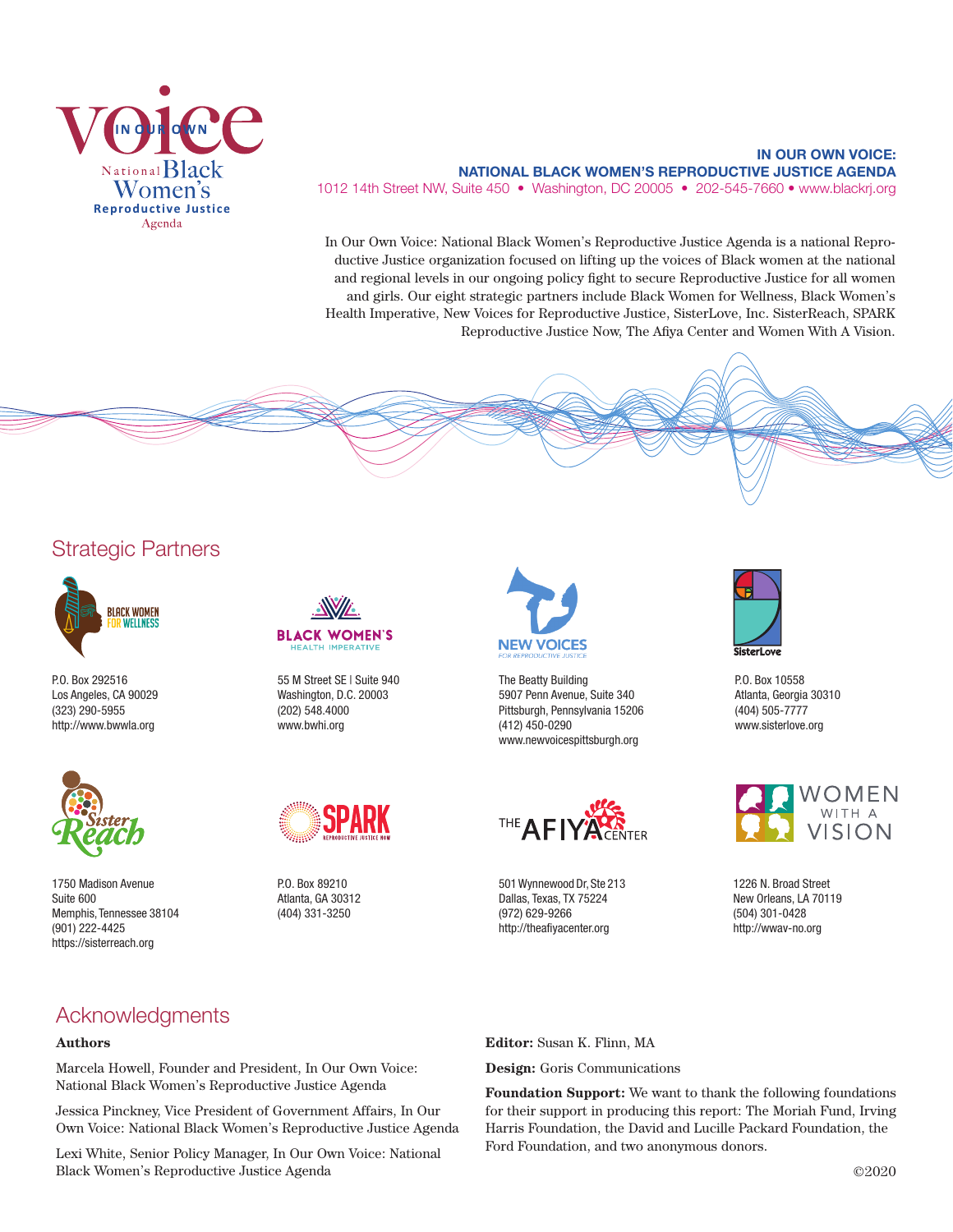**IN OUR OWN VOICE: NATIONAL BLACK WOMEN'S REPRODUCTIVE JUSTICE AGENDA**

1012 14th Street NW, Suite 450 • Washington, DC 20005 • 202-545-7660 • www.blackrj.org

In Our Own Voice: National Black Women's Reproductive Justice Agenda is a national Reproductive Justice organization focused on lifting up the voices of Black women at the national and regional levels in our ongoing policy fight to secure Reproductive Justice for all women and girls. Our eight strategic partners include Black Women for Wellness, Black Women's Health Imperative, New Voices for Reproductive Justice, SisterLove, Inc. SisterReach, SPARK Reproductive Justice Now, The Afiya Center and Women With A Vision.

## Strategic Partners

**Black Women for Wellness**
P.O. Box 292516
Los Angeles, CA 90029
(323) 290-5955
http://www.bwwla.org

**Black Women's Health Imperative**
55 M Street SE | Suite 940
Washington, D.C. 20003
(202) 548.4000
www.bwhi.org

**New Voices for Reproductive Justice**
The Beatty Building
5907 Penn Avenue, Suite 340
Pittsburgh, Pennsylvania 15206
(412) 450-0290
www.newvoicespittsburgh.org

**SisterLove**
P.O. Box 10558
Atlanta, Georgia 30310
(404) 505-7777
www.sisterlove.org

**SisterReach**
1750 Madison Avenue
Suite 600
Memphis, Tennessee 38104
(901) 222-4425
https://sisterreach.org

**SPARK Reproductive Justice Now**
P.O. Box 89210
Atlanta, GA 30312
(404) 331-3250

**The Afiya Center**
501 Wynnewood Dr, Ste 213
Dallas, Texas, TX 75224
(972) 629-9266
http://theafiyacenter.org

**Women With A Vision**
1226 N. Broad Street
New Orleans, LA 70119
(504) 301-0428
http://wwav-no.org

## Acknowledgments

**Authors**

Marcela Howell, Founder and President, In Our Own Voice: National Black Women's Reproductive Justice Agenda

Jessica Pinckney, Vice President of Government Affairs, In Our Own Voice: National Black Women's Reproductive Justice Agenda

Lexi White, Senior Policy Manager, In Our Own Voice: National Black Women's Reproductive Justice Agenda

**Editor:** Susan K. Flinn, MA

**Design:** Goris Communications

**Foundation Support:** We want to thank the following foundations for their support in producing this report: The Moriah Fund, Irving Harris Foundation, the David and Lucille Packard Foundation, the Ford Foundation, and two anonymous donors.

©2020